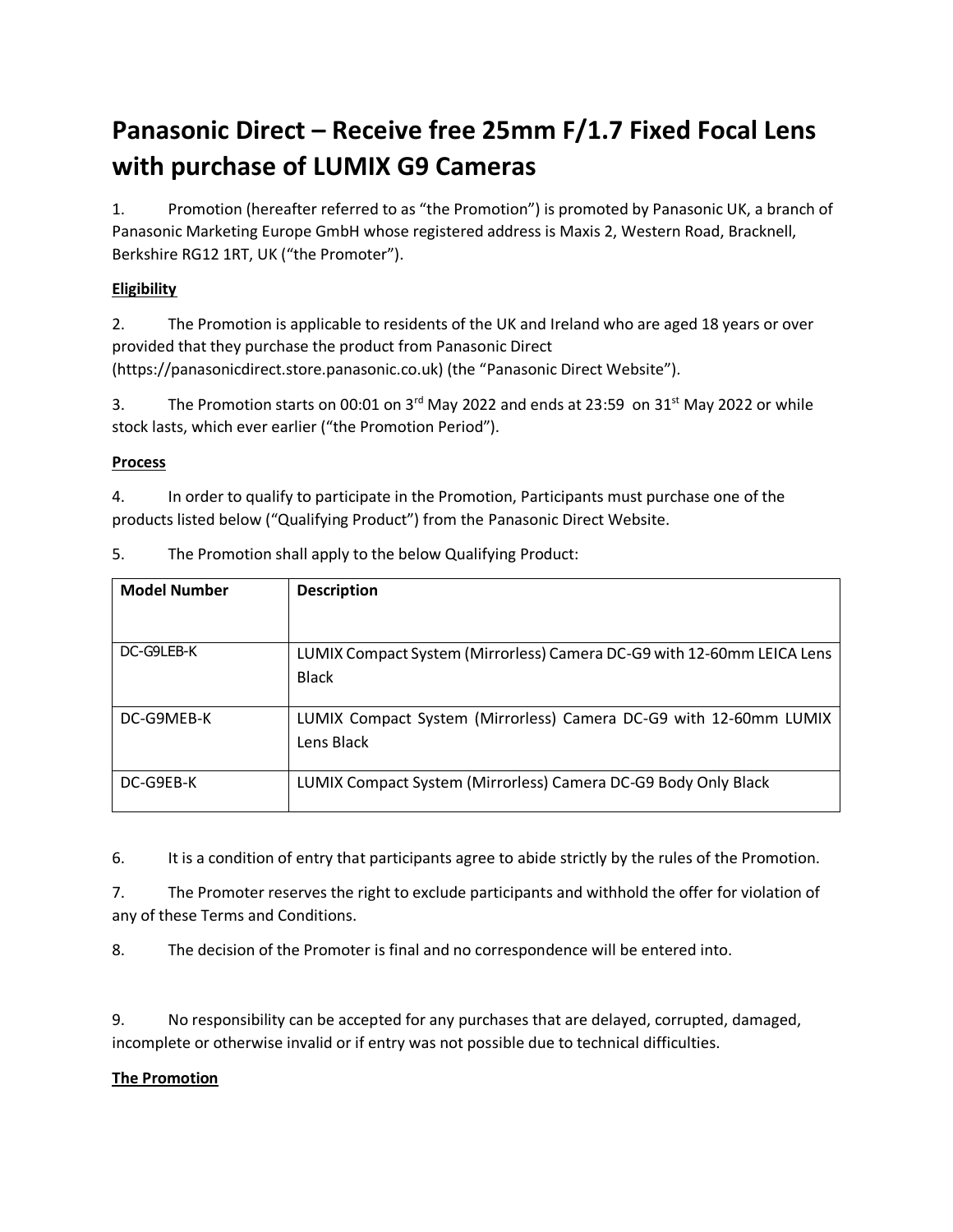# Panasonic Direct – Receive free 25mm F/1.7 Fixed Focal Lens with purchase of LUMIX G9 Cameras

1. Promotion (hereafter referred to as "the Promotion") is promoted by Panasonic UK, a branch of Panasonic Marketing Europe GmbH whose registered address is Maxis 2, Western Road, Bracknell, Berkshire RG12 1RT, UK ("the Promoter").

**Eligibility**

2. The Promotion is applicable to residents of the UK and Ireland who are aged 18 years or over provided that they purchase the product from Panasonic Direct (https://panasonicdirect.store.panasonic.co.uk) (the "Panasonic Direct Website").

3. The Promotion starts on 00:01 on 3rd May 2022 and ends at 23:59 on 31st May 2022 or while stock lasts, which ever earlier ("the Promotion Period").

**Process**

4. In order to qualify to participate in the Promotion, Participants must purchase one of the products listed below ("Qualifying Product") from the Panasonic Direct Website.

5. The Promotion shall apply to the below Qualifying Product:

| Model Number | Description |
| --- | --- |
| DC-G9LEB-K | LUMIX Compact System (Mirrorless) Camera DC-G9 with 12-60mm LEICA Lens Black |
| DC-G9MEB-K | LUMIX Compact System (Mirrorless) Camera DC-G9 with 12-60mm LUMIX Lens Black |
| DC-G9EB-K | LUMIX Compact System (Mirrorless) Camera DC-G9 Body Only Black |

6. It is a condition of entry that participants agree to abide strictly by the rules of the Promotion.

7. The Promoter reserves the right to exclude participants and withhold the offer for violation of any of these Terms and Conditions.

8. The decision of the Promoter is final and no correspondence will be entered into.

9. No responsibility can be accepted for any purchases that are delayed, corrupted, damaged, incomplete or otherwise invalid or if entry was not possible due to technical difficulties.

**The Promotion**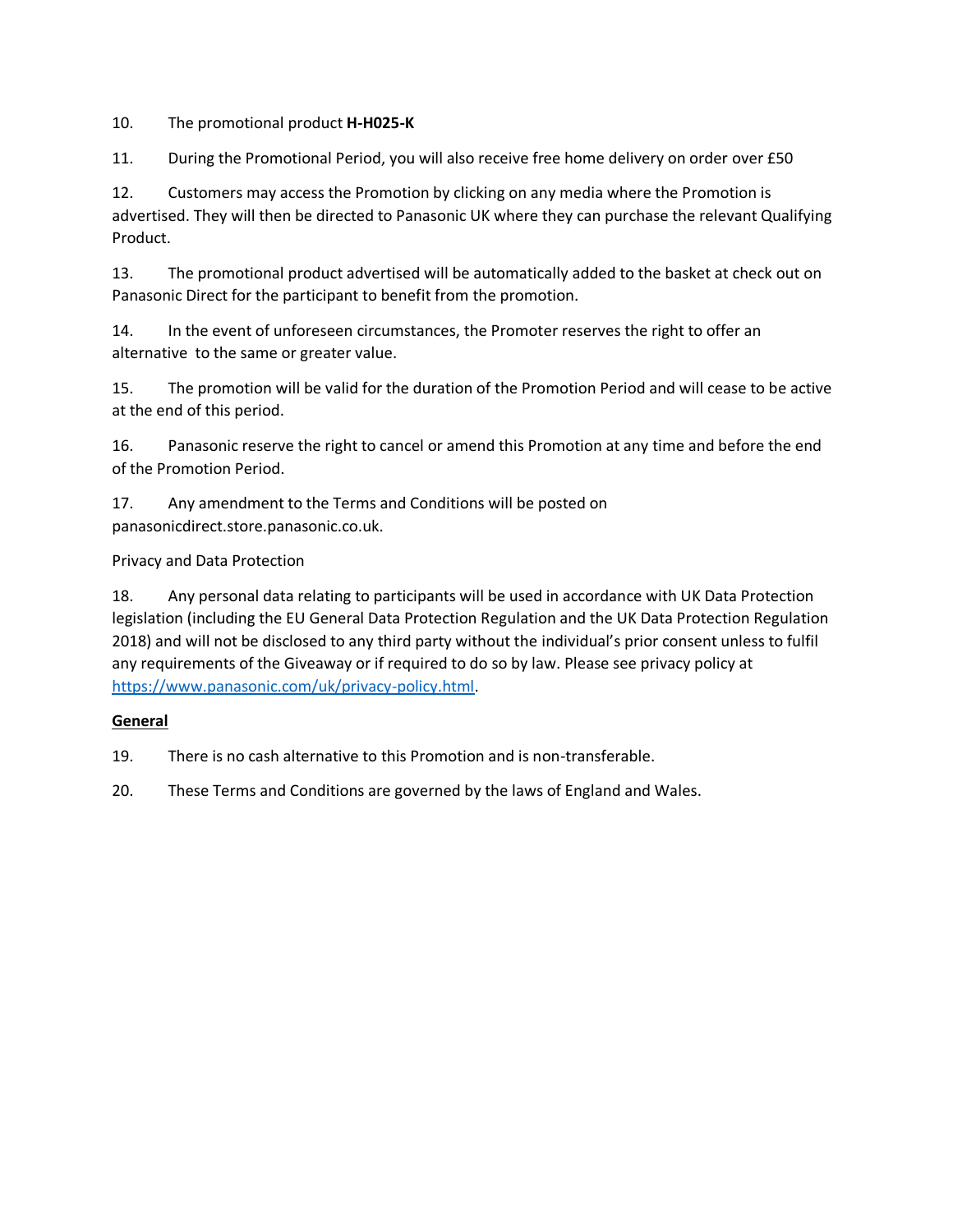10. The promotional product **H-H025-K**

11. During the Promotional Period, you will also receive free home delivery on order over £50

12. Customers may access the Promotion by clicking on any media where the Promotion is advertised. They will then be directed to Panasonic UK where they can purchase the relevant Qualifying Product.

13. The promotional product advertised will be automatically added to the basket at check out on Panasonic Direct for the participant to benefit from the promotion.

14. In the event of unforeseen circumstances, the Promoter reserves the right to offer an alternative to the same or greater value.

15. The promotion will be valid for the duration of the Promotion Period and will cease to be active at the end of this period.

16. Panasonic reserve the right to cancel or amend this Promotion at any time and before the end of the Promotion Period.

17. Any amendment to the Terms and Conditions will be posted on panasonicdirect.store.panasonic.co.uk.

Privacy and Data Protection

18. Any personal data relating to participants will be used in accordance with UK Data Protection legislation (including the EU General Data Protection Regulation and the UK Data Protection Regulation 2018) and will not be disclosed to any third party without the individual's prior consent unless to fulfil any requirements of the Giveaway or if required to do so by law. Please see privacy policy at https://www.panasonic.com/uk/privacy-policy.html.

**General**

19. There is no cash alternative to this Promotion and is non-transferable.

20. These Terms and Conditions are governed by the laws of England and Wales.